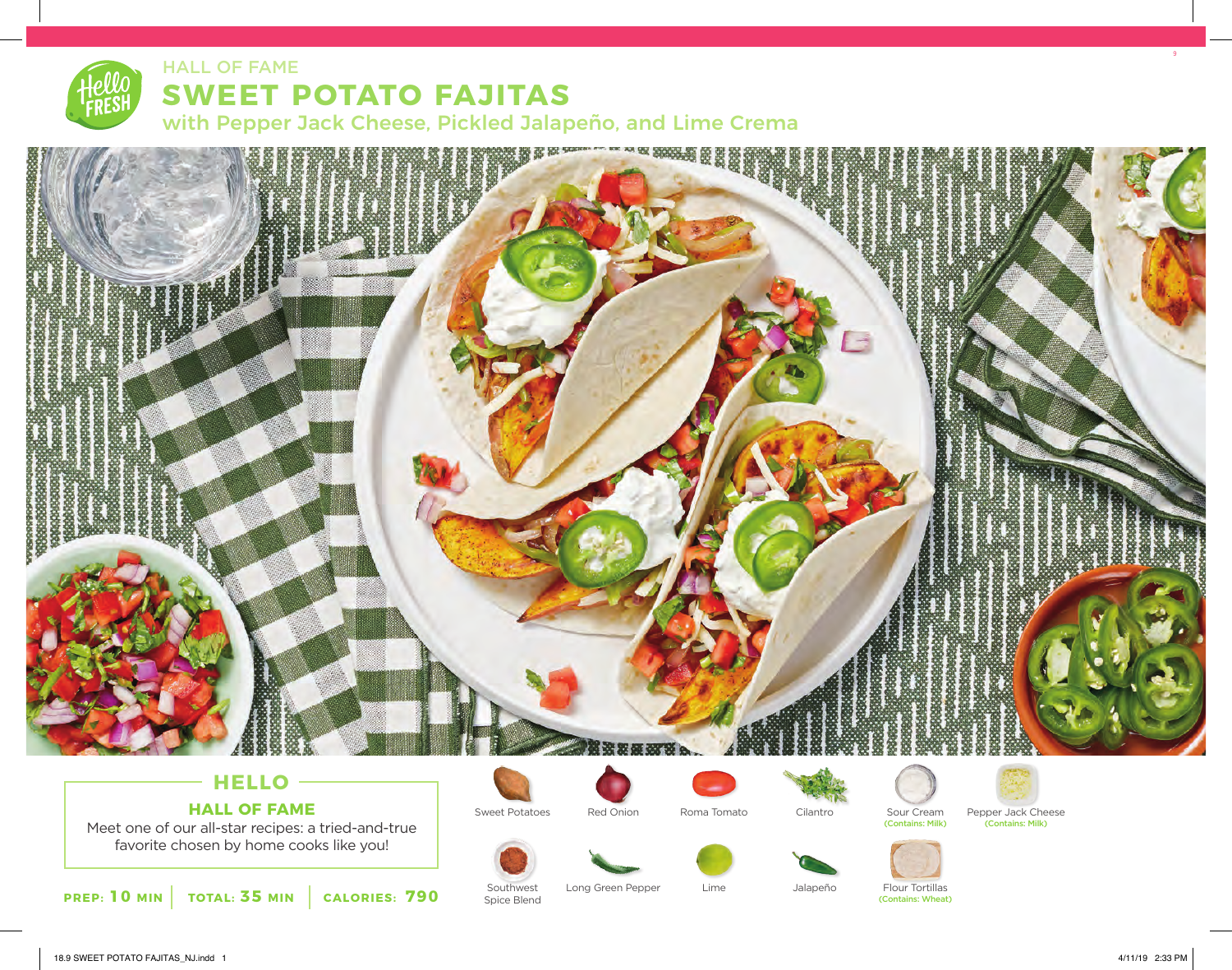HALL OF FAME

# SWEET POTATO FAJITAS

## with Pepper Jack Cheese, Pickled Jalapeño, and Lime Crema

### HELLO

**HALL OF FAME**

Meet one of our all-star recipes: a tried-and-true favorite chosen by home cooks like you!

**PREP: 10 MIN** | **TOTAL: 35 MIN** | **CALORIES: 790**

- Sweet Potatoes
- Red Onion
- Roma Tomato
- Cilantro
- Sour Cream (Contains: Milk)
- Pepper Jack Cheese (Contains: Milk)
- Southwest Spice Blend
- Long Green Pepper
- Lime
- Jalapeño
- Flour Tortillas (Contains: Wheat)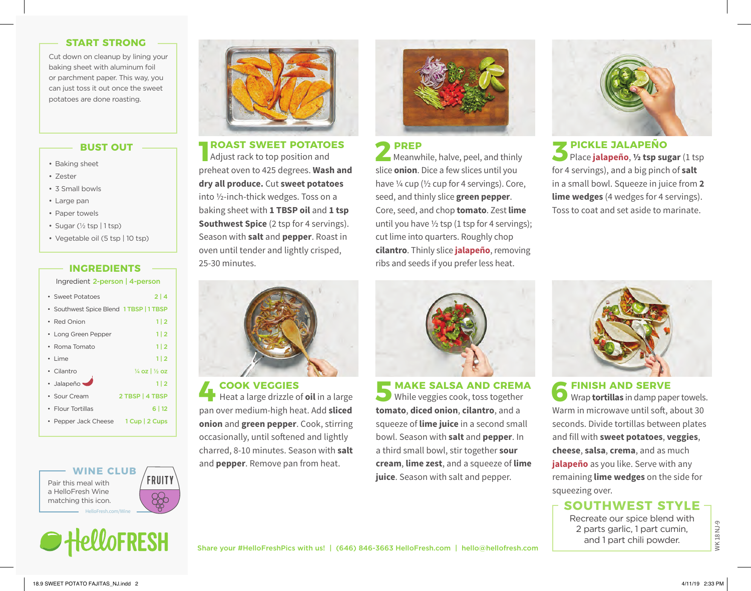## START STRONG

Cut down on cleanup by lining your baking sheet with aluminum foil or parchment paper. This way, you can just toss it out once the sweet potatoes are done roasting.

## BUST OUT

- Baking sheet
- Zester
- 3 Small bowls
- Large pan
- Paper towels
- Sugar (½ tsp | 1 tsp)
- Vegetable oil (5 tsp | 10 tsp)

## INGREDIENTS

| Ingredient | 2-person \| 4-person |
|---|---|
| Sweet Potatoes | 2 \| 4 |
| Southwest Spice Blend | 1 TBSP \| 1 TBSP |
| Red Onion | 1 \| 2 |
| Long Green Pepper | 1 \| 2 |
| Roma Tomato | 1 \| 2 |
| Lime | 1 \| 2 |
| Cilantro | ¼ oz \| ½ oz |
| Jalapeño | 1 \| 2 |
| Sour Cream | 2 TBSP \| 4 TBSP |
| Flour Tortillas | 6 \| 12 |
| Pepper Jack Cheese | 1 Cup \| 2 Cups |

## WINE CLUB

Pair this meal with a HelloFresh Wine matching this icon.

FRUITY

HelloFresh.com/Wine

HelloFRESH

## 1 ROAST SWEET POTATOES

Adjust rack to top position and preheat oven to 425 degrees. **Wash and dry all produce.** Cut **sweet potatoes** into ½-inch-thick wedges. Toss on a baking sheet with **1 TBSP oil** and **1 tsp Southwest Spice** (2 tsp for 4 servings). Season with **salt** and **pepper**. Roast in oven until tender and lightly crisped, 25-30 minutes.

## 2 PREP

Meanwhile, halve, peel, and thinly slice **onion**. Dice a few slices until you have ¼ cup (½ cup for 4 servings). Core, seed, and thinly slice **green pepper**. Core, seed, and chop **tomato**. Zest **lime** until you have ½ tsp (1 tsp for 4 servings); cut lime into quarters. Roughly chop **cilantro**. Thinly slice **jalapeño**, removing ribs and seeds if you prefer less heat.

## 3 PICKLE JALAPEÑO

Place **jalapeño**, **½ tsp sugar** (1 tsp for 4 servings), and a big pinch of **salt** in a small bowl. Squeeze in juice from **2 lime wedges** (4 wedges for 4 servings). Toss to coat and set aside to marinate.

## 4 COOK VEGGIES

Heat a large drizzle of **oil** in a large pan over medium-high heat. Add **sliced onion** and **green pepper**. Cook, stirring occasionally, until softened and lightly charred, 8-10 minutes. Season with **salt** and **pepper**. Remove pan from heat.

## 5 MAKE SALSA AND CREMA

While veggies cook, toss together **tomato**, **diced onion**, **cilantro**, and a squeeze of **lime juice** in a second small bowl. Season with **salt** and **pepper**. In a third small bowl, stir together **sour cream**, **lime zest**, and a squeeze of **lime juice**. Season with salt and pepper.

## 6 FINISH AND SERVE

Wrap **tortillas** in damp paper towels. Warm in microwave until soft, about 30 seconds. Divide tortillas between plates and fill with **sweet potatoes**, **veggies**, **cheese**, **salsa**, **crema**, and as much **jalapeño** as you like. Serve with any remaining **lime wedges** on the side for squeezing over.

## SOUTHWEST STYLE

Recreate our spice blend with 2 parts garlic, 1 part cumin, and 1 part chili powder.

Share your #HelloFreshPics with us! | (646) 846-3663 HelloFresh.com | hello@hellofresh.com

WK 18 NJ-9